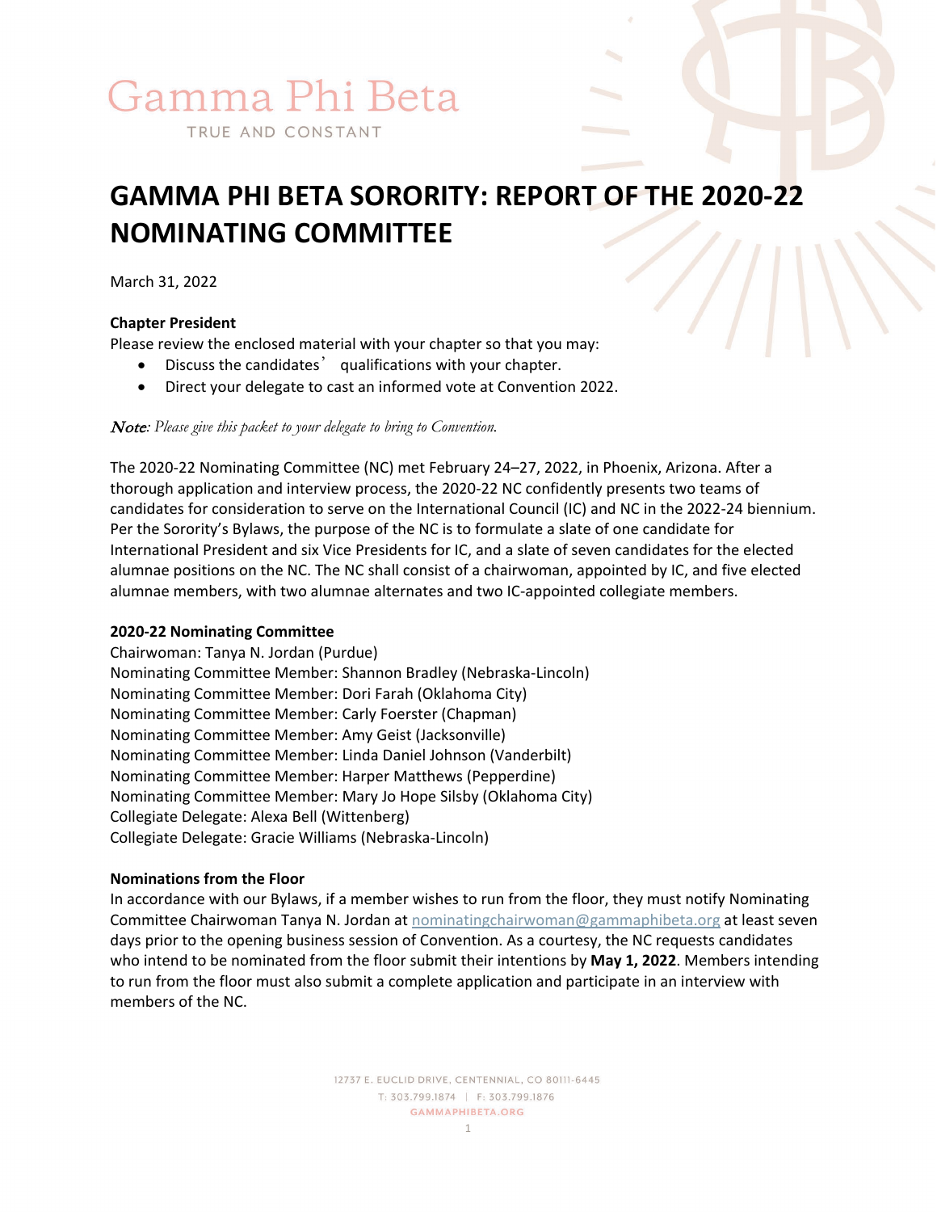Gamma Phi Beta

TRUE AND CONSTANT

# GAMMA PHI BETA SORORITY: REPORT OF THE 2020-22 NOMINATING COMMITTEE

March 31, 2022

**Chapter President**

Please review the enclosed material with your chapter so that you may:

- Discuss the candidates' qualifications with your chapter.
- Direct your delegate to cast an informed vote at Convention 2022.

***Note**: Please give this packet to your delegate to bring to Convention.*

The 2020-22 Nominating Committee (NC) met February 24–27, 2022, in Phoenix, Arizona. After a thorough application and interview process, the 2020-22 NC confidently presents two teams of candidates for consideration to serve on the International Council (IC) and NC in the 2022-24 biennium. Per the Sorority's Bylaws, the purpose of the NC is to formulate a slate of one candidate for International President and six Vice Presidents for IC, and a slate of seven candidates for the elected alumnae positions on the NC. The NC shall consist of a chairwoman, appointed by IC, and five elected alumnae members, with two alumnae alternates and two IC-appointed collegiate members.

**2020-22 Nominating Committee**

Chairwoman: Tanya N. Jordan (Purdue)
Nominating Committee Member: Shannon Bradley (Nebraska-Lincoln)
Nominating Committee Member: Dori Farah (Oklahoma City)
Nominating Committee Member: Carly Foerster (Chapman)
Nominating Committee Member: Amy Geist (Jacksonville)
Nominating Committee Member: Linda Daniel Johnson (Vanderbilt)
Nominating Committee Member: Harper Matthews (Pepperdine)
Nominating Committee Member: Mary Jo Hope Silsby (Oklahoma City)
Collegiate Delegate: Alexa Bell (Wittenberg)
Collegiate Delegate: Gracie Williams (Nebraska-Lincoln)

**Nominations from the Floor**

In accordance with our Bylaws, if a member wishes to run from the floor, they must notify Nominating Committee Chairwoman Tanya N. Jordan at nominatingchairwoman@gammaphibeta.org at least seven days prior to the opening business session of Convention. As a courtesy, the NC requests candidates who intend to be nominated from the floor submit their intentions by **May 1, 2022**. Members intending to run from the floor must also submit a complete application and participate in an interview with members of the NC.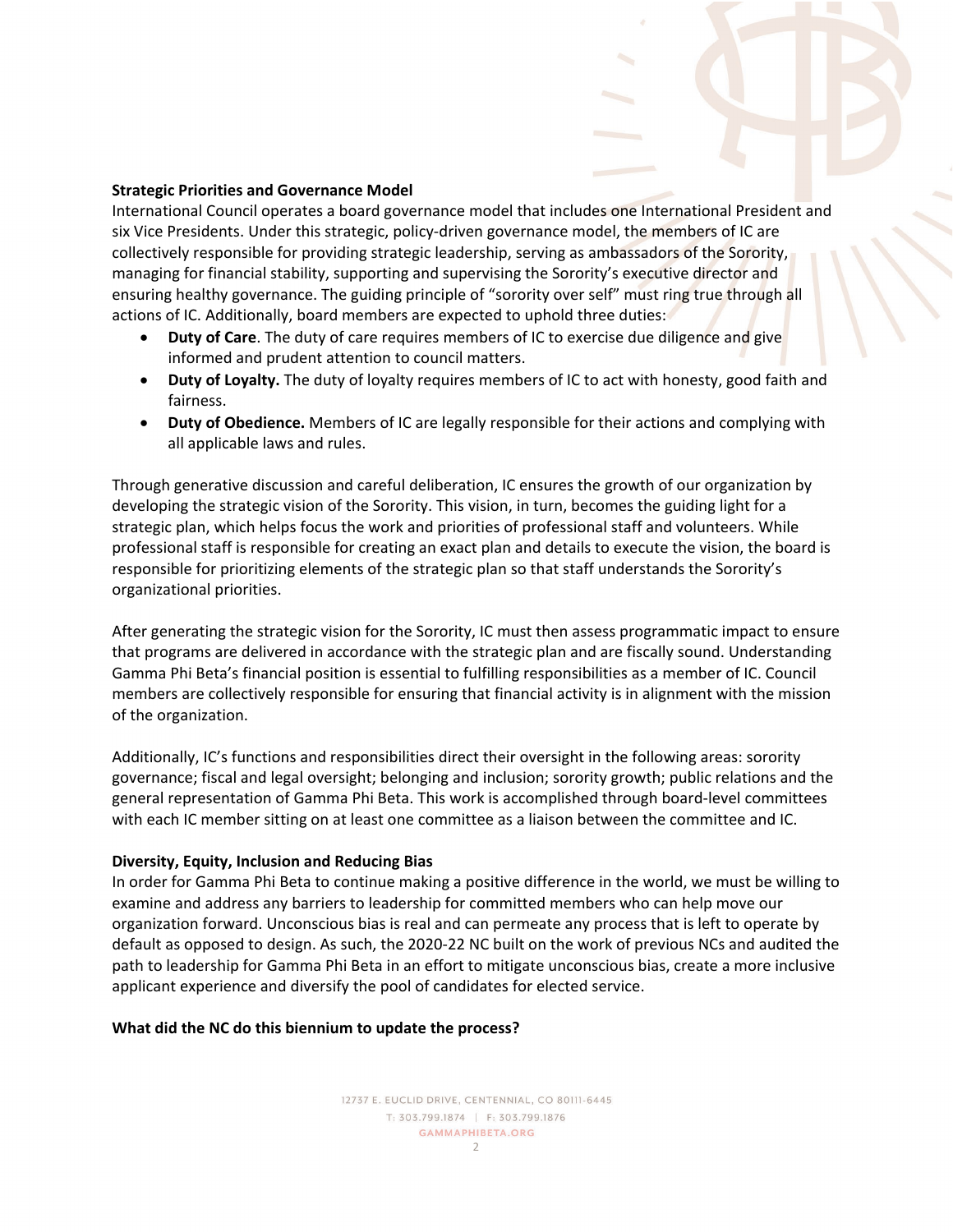**Strategic Priorities and Governance Model**

International Council operates a board governance model that includes one International President and six Vice Presidents. Under this strategic, policy-driven governance model, the members of IC are collectively responsible for providing strategic leadership, serving as ambassadors of the Sorority, managing for financial stability, supporting and supervising the Sorority's executive director and ensuring healthy governance. The guiding principle of "sorority over self" must ring true through all actions of IC. Additionally, board members are expected to uphold three duties:

- **Duty of Care**. The duty of care requires members of IC to exercise due diligence and give informed and prudent attention to council matters.
- **Duty of Loyalty.** The duty of loyalty requires members of IC to act with honesty, good faith and fairness.
- **Duty of Obedience.** Members of IC are legally responsible for their actions and complying with all applicable laws and rules.

Through generative discussion and careful deliberation, IC ensures the growth of our organization by developing the strategic vision of the Sorority. This vision, in turn, becomes the guiding light for a strategic plan, which helps focus the work and priorities of professional staff and volunteers. While professional staff is responsible for creating an exact plan and details to execute the vision, the board is responsible for prioritizing elements of the strategic plan so that staff understands the Sorority's organizational priorities.

After generating the strategic vision for the Sorority, IC must then assess programmatic impact to ensure that programs are delivered in accordance with the strategic plan and are fiscally sound. Understanding Gamma Phi Beta's financial position is essential to fulfilling responsibilities as a member of IC. Council members are collectively responsible for ensuring that financial activity is in alignment with the mission of the organization.

Additionally, IC's functions and responsibilities direct their oversight in the following areas: sorority governance; fiscal and legal oversight; belonging and inclusion; sorority growth; public relations and the general representation of Gamma Phi Beta. This work is accomplished through board-level committees with each IC member sitting on at least one committee as a liaison between the committee and IC.

**Diversity, Equity, Inclusion and Reducing Bias**

In order for Gamma Phi Beta to continue making a positive difference in the world, we must be willing to examine and address any barriers to leadership for committed members who can help move our organization forward. Unconscious bias is real and can permeate any process that is left to operate by default as opposed to design. As such, the 2020-22 NC built on the work of previous NCs and audited the path to leadership for Gamma Phi Beta in an effort to mitigate unconscious bias, create a more inclusive applicant experience and diversify the pool of candidates for elected service.

**What did the NC do this biennium to update the process?**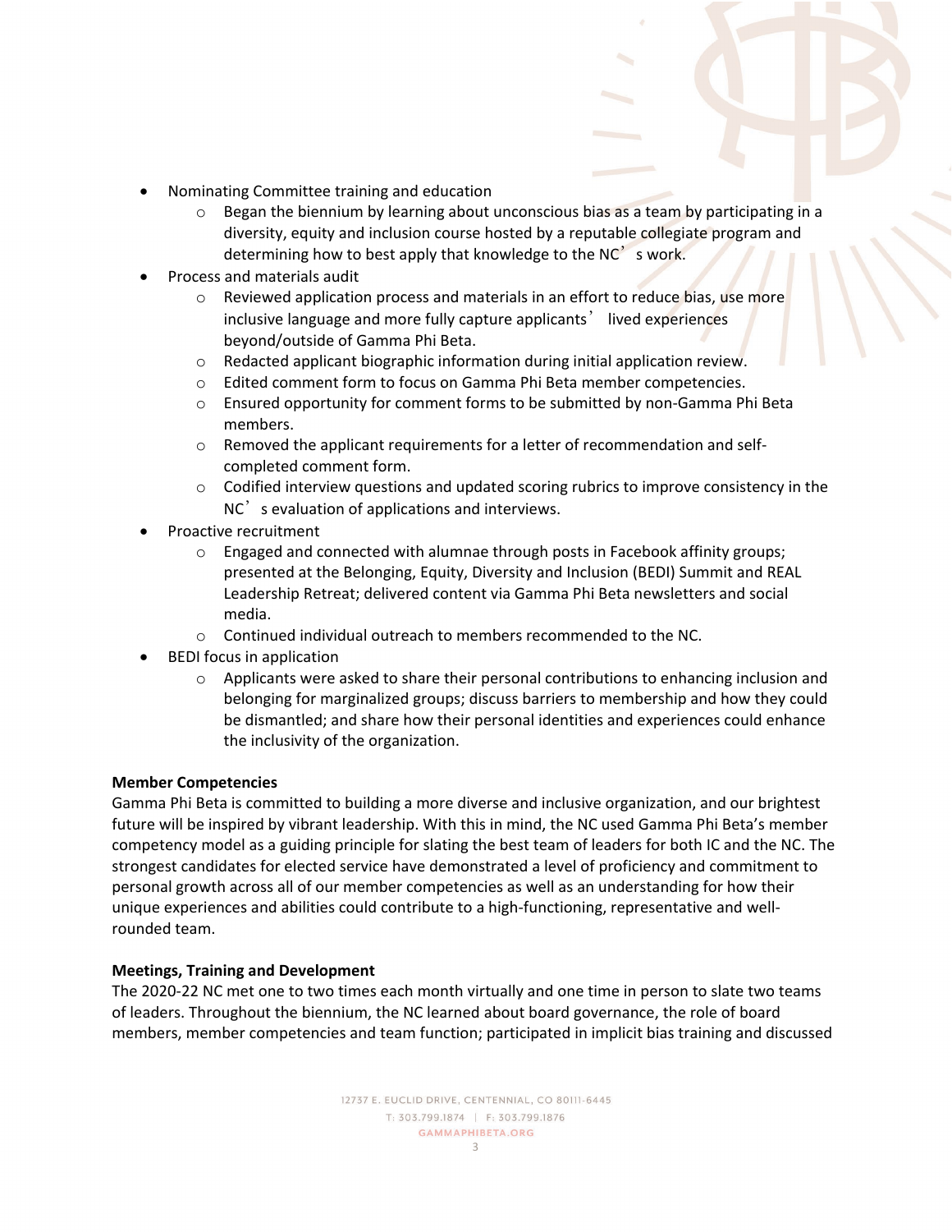- Nominating Committee training and education
  - Began the biennium by learning about unconscious bias as a team by participating in a diversity, equity and inclusion course hosted by a reputable collegiate program and determining how to best apply that knowledge to the NC's work.
- Process and materials audit
  - Reviewed application process and materials in an effort to reduce bias, use more inclusive language and more fully capture applicants' lived experiences beyond/outside of Gamma Phi Beta.
  - Redacted applicant biographic information during initial application review.
  - Edited comment form to focus on Gamma Phi Beta member competencies.
  - Ensured opportunity for comment forms to be submitted by non-Gamma Phi Beta members.
  - Removed the applicant requirements for a letter of recommendation and self-completed comment form.
  - Codified interview questions and updated scoring rubrics to improve consistency in the NC's evaluation of applications and interviews.
- Proactive recruitment
  - Engaged and connected with alumnae through posts in Facebook affinity groups; presented at the Belonging, Equity, Diversity and Inclusion (BEDI) Summit and REAL Leadership Retreat; delivered content via Gamma Phi Beta newsletters and social media.
  - Continued individual outreach to members recommended to the NC.
- BEDI focus in application
  - Applicants were asked to share their personal contributions to enhancing inclusion and belonging for marginalized groups; discuss barriers to membership and how they could be dismantled; and share how their personal identities and experiences could enhance the inclusivity of the organization.

**Member Competencies**

Gamma Phi Beta is committed to building a more diverse and inclusive organization, and our brightest future will be inspired by vibrant leadership. With this in mind, the NC used Gamma Phi Beta's member competency model as a guiding principle for slating the best team of leaders for both IC and the NC. The strongest candidates for elected service have demonstrated a level of proficiency and commitment to personal growth across all of our member competencies as well as an understanding for how their unique experiences and abilities could contribute to a high-functioning, representative and well-rounded team.

**Meetings, Training and Development**

The 2020-22 NC met one to two times each month virtually and one time in person to slate two teams of leaders. Throughout the biennium, the NC learned about board governance, the role of board members, member competencies and team function; participated in implicit bias training and discussed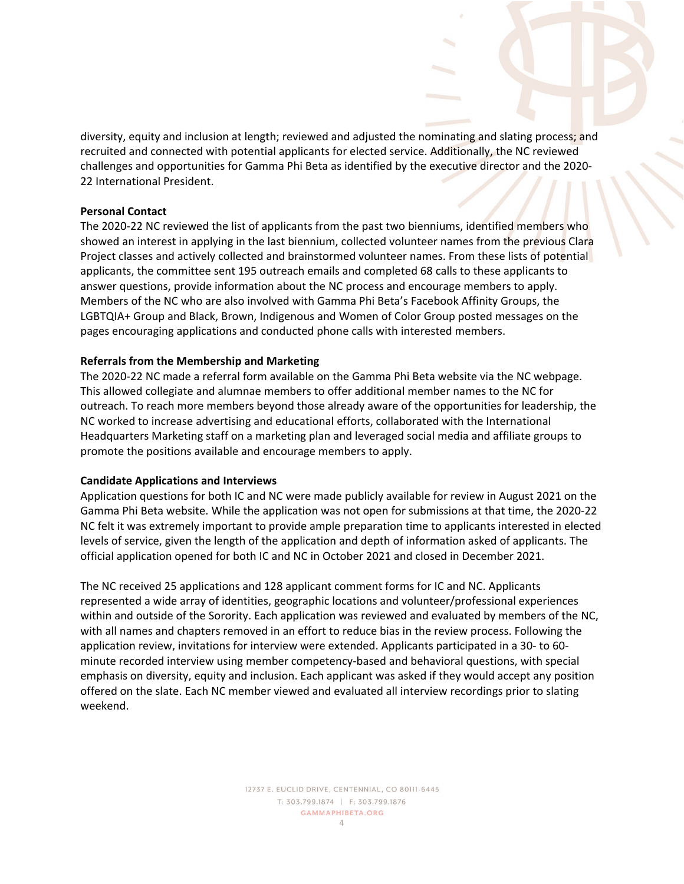diversity, equity and inclusion at length; reviewed and adjusted the nominating and slating process; and recruited and connected with potential applicants for elected service. Additionally, the NC reviewed challenges and opportunities for Gamma Phi Beta as identified by the executive director and the 2020-22 International President.

**Personal Contact**

The 2020-22 NC reviewed the list of applicants from the past two bienniums, identified members who showed an interest in applying in the last biennium, collected volunteer names from the previous Clara Project classes and actively collected and brainstormed volunteer names. From these lists of potential applicants, the committee sent 195 outreach emails and completed 68 calls to these applicants to answer questions, provide information about the NC process and encourage members to apply. Members of the NC who are also involved with Gamma Phi Beta's Facebook Affinity Groups, the LGBTQIA+ Group and Black, Brown, Indigenous and Women of Color Group posted messages on the pages encouraging applications and conducted phone calls with interested members.

**Referrals from the Membership and Marketing**

The 2020-22 NC made a referral form available on the Gamma Phi Beta website via the NC webpage. This allowed collegiate and alumnae members to offer additional member names to the NC for outreach. To reach more members beyond those already aware of the opportunities for leadership, the NC worked to increase advertising and educational efforts, collaborated with the International Headquarters Marketing staff on a marketing plan and leveraged social media and affiliate groups to promote the positions available and encourage members to apply.

**Candidate Applications and Interviews**

Application questions for both IC and NC were made publicly available for review in August 2021 on the Gamma Phi Beta website. While the application was not open for submissions at that time, the 2020-22 NC felt it was extremely important to provide ample preparation time to applicants interested in elected levels of service, given the length of the application and depth of information asked of applicants. The official application opened for both IC and NC in October 2021 and closed in December 2021.

The NC received 25 applications and 128 applicant comment forms for IC and NC. Applicants represented a wide array of identities, geographic locations and volunteer/professional experiences within and outside of the Sorority. Each application was reviewed and evaluated by members of the NC, with all names and chapters removed in an effort to reduce bias in the review process. Following the application review, invitations for interview were extended. Applicants participated in a 30- to 60-minute recorded interview using member competency-based and behavioral questions, with special emphasis on diversity, equity and inclusion. Each applicant was asked if they would accept any position offered on the slate. Each NC member viewed and evaluated all interview recordings prior to slating weekend.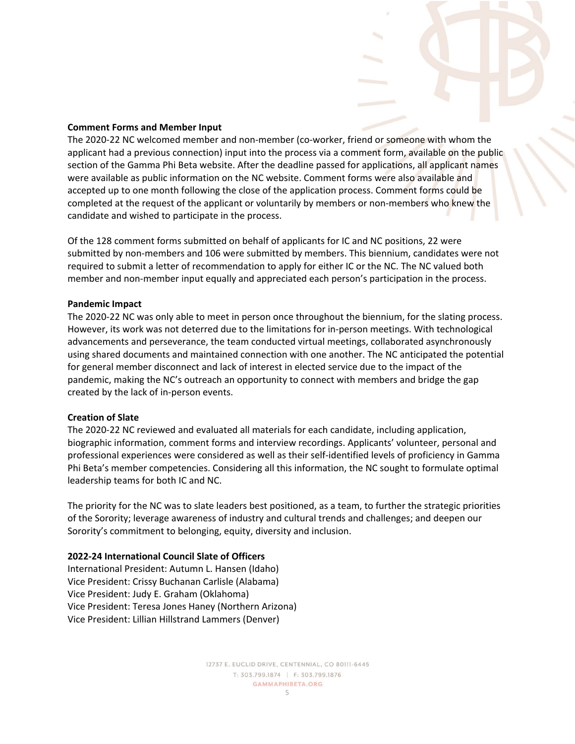**Comment Forms and Member Input**

The 2020-22 NC welcomed member and non-member (co-worker, friend or someone with whom the applicant had a previous connection) input into the process via a comment form, available on the public section of the Gamma Phi Beta website. After the deadline passed for applications, all applicant names were available as public information on the NC website. Comment forms were also available and accepted up to one month following the close of the application process. Comment forms could be completed at the request of the applicant or voluntarily by members or non-members who knew the candidate and wished to participate in the process.

Of the 128 comment forms submitted on behalf of applicants for IC and NC positions, 22 were submitted by non-members and 106 were submitted by members. This biennium, candidates were not required to submit a letter of recommendation to apply for either IC or the NC. The NC valued both member and non-member input equally and appreciated each person's participation in the process.

**Pandemic Impact**

The 2020-22 NC was only able to meet in person once throughout the biennium, for the slating process. However, its work was not deterred due to the limitations for in-person meetings. With technological advancements and perseverance, the team conducted virtual meetings, collaborated asynchronously using shared documents and maintained connection with one another. The NC anticipated the potential for general member disconnect and lack of interest in elected service due to the impact of the pandemic, making the NC's outreach an opportunity to connect with members and bridge the gap created by the lack of in-person events.

**Creation of Slate**

The 2020-22 NC reviewed and evaluated all materials for each candidate, including application, biographic information, comment forms and interview recordings. Applicants' volunteer, personal and professional experiences were considered as well as their self-identified levels of proficiency in Gamma Phi Beta's member competencies. Considering all this information, the NC sought to formulate optimal leadership teams for both IC and NC.

The priority for the NC was to slate leaders best positioned, as a team, to further the strategic priorities of the Sorority; leverage awareness of industry and cultural trends and challenges; and deepen our Sorority's commitment to belonging, equity, diversity and inclusion.

**2022-24 International Council Slate of Officers**

International President: Autumn L. Hansen (Idaho)
Vice President: Crissy Buchanan Carlisle (Alabama)
Vice President: Judy E. Graham (Oklahoma)
Vice President: Teresa Jones Haney (Northern Arizona)
Vice President: Lillian Hillstrand Lammers (Denver)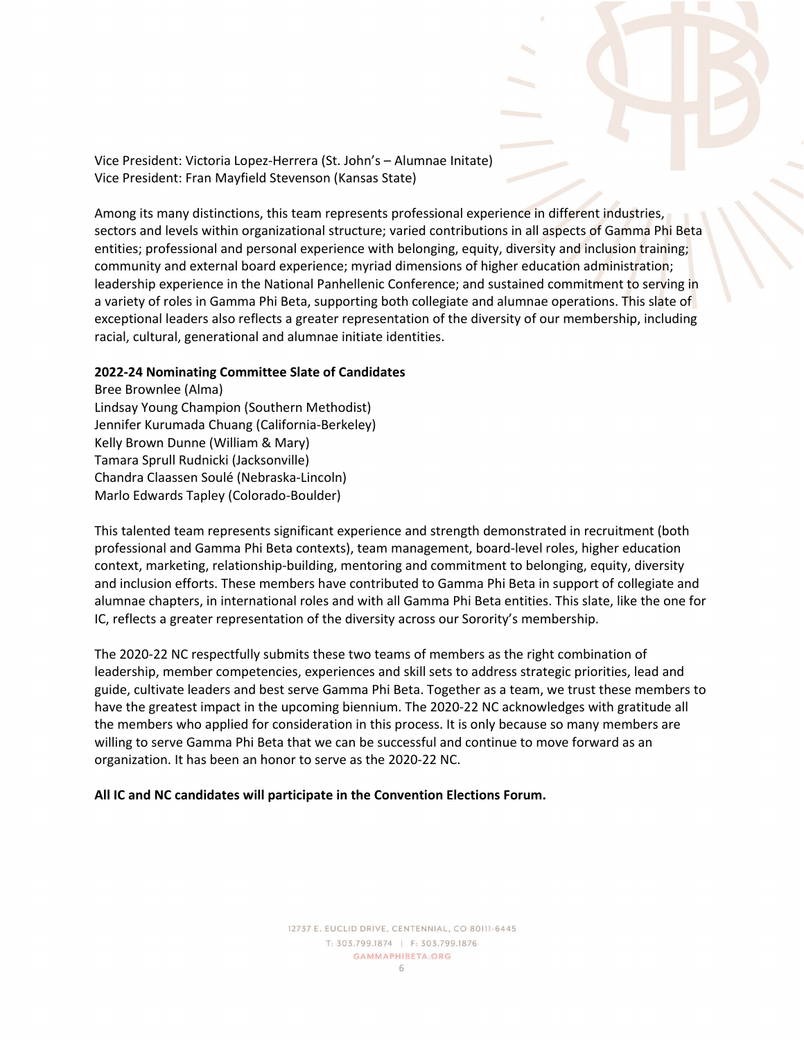Vice President: Victoria Lopez-Herrera (St. John's – Alumnae Initate)
Vice President: Fran Mayfield Stevenson (Kansas State)

Among its many distinctions, this team represents professional experience in different industries, sectors and levels within organizational structure; varied contributions in all aspects of Gamma Phi Beta entities; professional and personal experience with belonging, equity, diversity and inclusion training; community and external board experience; myriad dimensions of higher education administration; leadership experience in the National Panhellenic Conference; and sustained commitment to serving in a variety of roles in Gamma Phi Beta, supporting both collegiate and alumnae operations. This slate of exceptional leaders also reflects a greater representation of the diversity of our membership, including racial, cultural, generational and alumnae initiate identities.

**2022-24 Nominating Committee Slate of Candidates**
Bree Brownlee (Alma)
Lindsay Young Champion (Southern Methodist)
Jennifer Kurumada Chuang (California-Berkeley)
Kelly Brown Dunne (William & Mary)
Tamara Sprull Rudnicki (Jacksonville)
Chandra Claassen Soulé (Nebraska-Lincoln)
Marlo Edwards Tapley (Colorado-Boulder)

This talented team represents significant experience and strength demonstrated in recruitment (both professional and Gamma Phi Beta contexts), team management, board-level roles, higher education context, marketing, relationship-building, mentoring and commitment to belonging, equity, diversity and inclusion efforts. These members have contributed to Gamma Phi Beta in support of collegiate and alumnae chapters, in international roles and with all Gamma Phi Beta entities. This slate, like the one for IC, reflects a greater representation of the diversity across our Sorority's membership.

The 2020-22 NC respectfully submits these two teams of members as the right combination of leadership, member competencies, experiences and skill sets to address strategic priorities, lead and guide, cultivate leaders and best serve Gamma Phi Beta. Together as a team, we trust these members to have the greatest impact in the upcoming biennium. The 2020-22 NC acknowledges with gratitude all the members who applied for consideration in this process. It is only because so many members are willing to serve Gamma Phi Beta that we can be successful and continue to move forward as an organization. It has been an honor to serve as the 2020-22 NC.

**All IC and NC candidates will participate in the Convention Elections Forum.**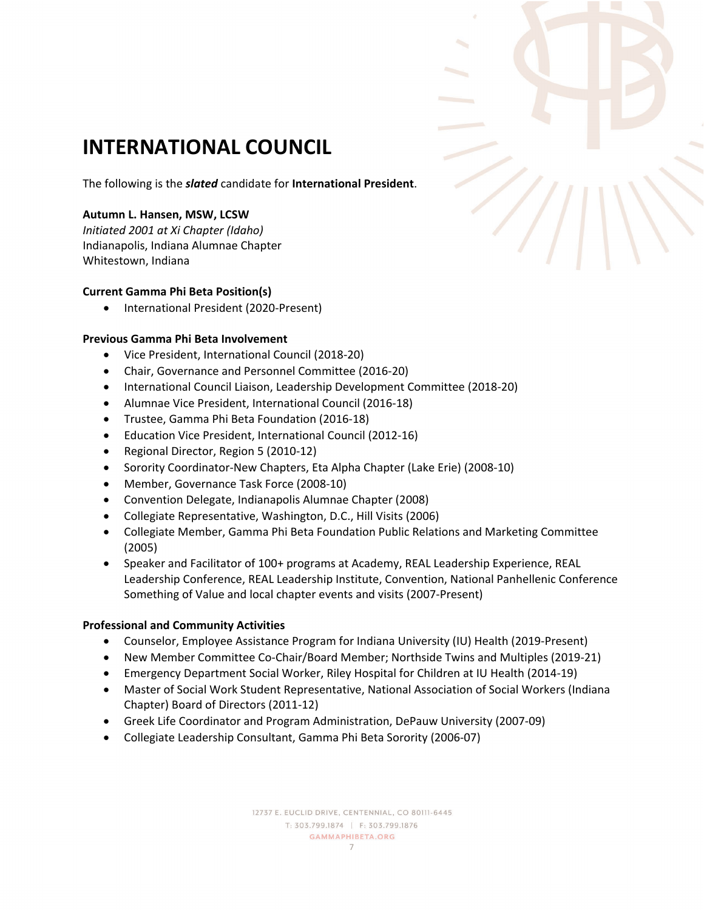# INTERNATIONAL COUNCIL

The following is the ***slated*** candidate for **International President**.

**Autumn L. Hansen, MSW, LCSW**
*Initiated 2001 at Xi Chapter (Idaho)*
Indianapolis, Indiana Alumnae Chapter
Whitestown, Indiana

**Current Gamma Phi Beta Position(s)**

- International President (2020-Present)

**Previous Gamma Phi Beta Involvement**

- Vice President, International Council (2018-20)
- Chair, Governance and Personnel Committee (2016-20)
- International Council Liaison, Leadership Development Committee (2018-20)
- Alumnae Vice President, International Council (2016-18)
- Trustee, Gamma Phi Beta Foundation (2016-18)
- Education Vice President, International Council (2012-16)
- Regional Director, Region 5 (2010-12)
- Sorority Coordinator-New Chapters, Eta Alpha Chapter (Lake Erie) (2008-10)
- Member, Governance Task Force (2008-10)
- Convention Delegate, Indianapolis Alumnae Chapter (2008)
- Collegiate Representative, Washington, D.C., Hill Visits (2006)
- Collegiate Member, Gamma Phi Beta Foundation Public Relations and Marketing Committee (2005)
- Speaker and Facilitator of 100+ programs at Academy, REAL Leadership Experience, REAL Leadership Conference, REAL Leadership Institute, Convention, National Panhellenic Conference Something of Value and local chapter events and visits (2007-Present)

**Professional and Community Activities**

- Counselor, Employee Assistance Program for Indiana University (IU) Health (2019-Present)
- New Member Committee Co-Chair/Board Member; Northside Twins and Multiples (2019-21)
- Emergency Department Social Worker, Riley Hospital for Children at IU Health (2014-19)
- Master of Social Work Student Representative, National Association of Social Workers (Indiana Chapter) Board of Directors (2011-12)
- Greek Life Coordinator and Program Administration, DePauw University (2007-09)
- Collegiate Leadership Consultant, Gamma Phi Beta Sorority (2006-07)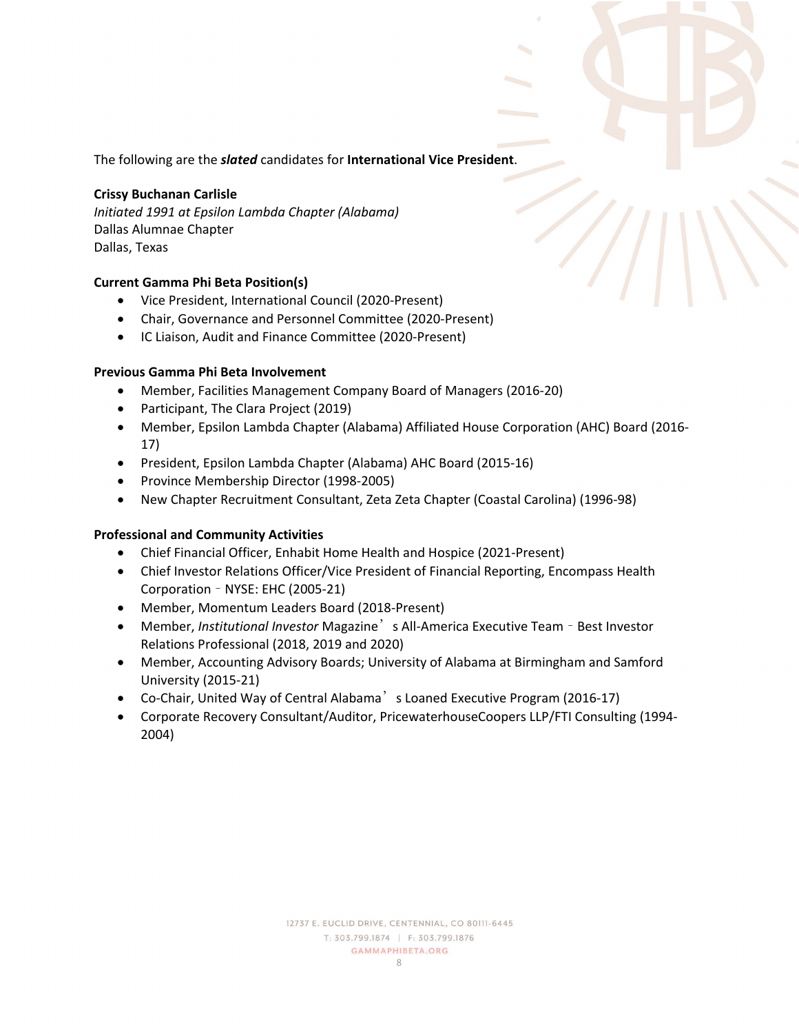The following are the ***slated*** candidates for **International Vice President**.

**Crissy Buchanan Carlisle**
*Initiated 1991 at Epsilon Lambda Chapter (Alabama)*
Dallas Alumnae Chapter
Dallas, Texas

**Current Gamma Phi Beta Position(s)**

- Vice President, International Council (2020-Present)
- Chair, Governance and Personnel Committee (2020-Present)
- IC Liaison, Audit and Finance Committee (2020-Present)

**Previous Gamma Phi Beta Involvement**

- Member, Facilities Management Company Board of Managers (2016-20)
- Participant, The Clara Project (2019)
- Member, Epsilon Lambda Chapter (Alabama) Affiliated House Corporation (AHC) Board (2016-17)
- President, Epsilon Lambda Chapter (Alabama) AHC Board (2015-16)
- Province Membership Director (1998-2005)
- New Chapter Recruitment Consultant, Zeta Zeta Chapter (Coastal Carolina) (1996-98)

**Professional and Community Activities**

- Chief Financial Officer, Enhabit Home Health and Hospice (2021-Present)
- Chief Investor Relations Officer/Vice President of Financial Reporting, Encompass Health Corporation – NYSE: EHC (2005-21)
- Member, Momentum Leaders Board (2018-Present)
- Member, *Institutional Investor* Magazine's All-America Executive Team – Best Investor Relations Professional (2018, 2019 and 2020)
- Member, Accounting Advisory Boards; University of Alabama at Birmingham and Samford University (2015-21)
- Co-Chair, United Way of Central Alabama's Loaned Executive Program (2016-17)
- Corporate Recovery Consultant/Auditor, PricewaterhouseCoopers LLP/FTI Consulting (1994-2004)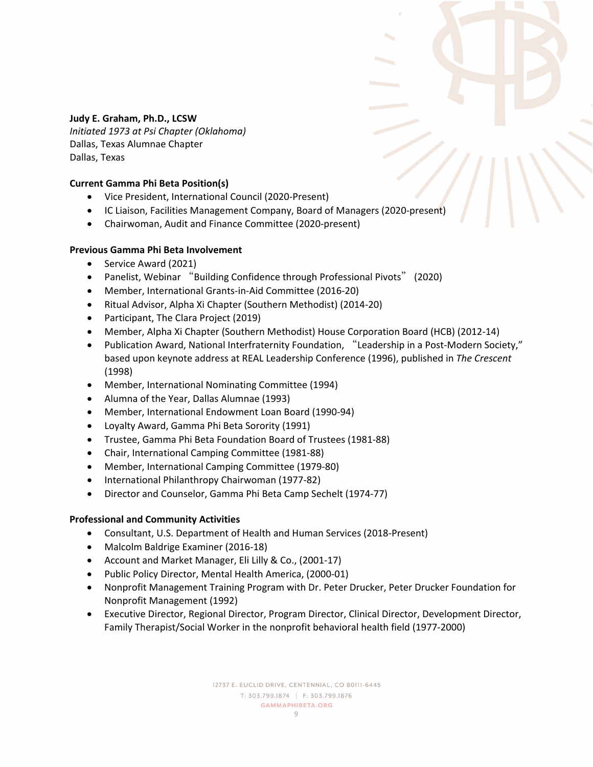**Judy E. Graham, Ph.D., LCSW**
*Initiated 1973 at Psi Chapter (Oklahoma)*
Dallas, Texas Alumnae Chapter
Dallas, Texas

**Current Gamma Phi Beta Position(s)**

- Vice President, International Council (2020-Present)
- IC Liaison, Facilities Management Company, Board of Managers (2020-present)
- Chairwoman, Audit and Finance Committee (2020-present)

**Previous Gamma Phi Beta Involvement**

- Service Award (2021)
- Panelist, Webinar "Building Confidence through Professional Pivots" (2020)
- Member, International Grants-in-Aid Committee (2016-20)
- Ritual Advisor, Alpha Xi Chapter (Southern Methodist) (2014-20)
- Participant, The Clara Project (2019)
- Member, Alpha Xi Chapter (Southern Methodist) House Corporation Board (HCB) (2012-14)
- Publication Award, National Interfraternity Foundation, "Leadership in a Post-Modern Society," based upon keynote address at REAL Leadership Conference (1996), published in *The Crescent* (1998)
- Member, International Nominating Committee (1994)
- Alumna of the Year, Dallas Alumnae (1993)
- Member, International Endowment Loan Board (1990-94)
- Loyalty Award, Gamma Phi Beta Sorority (1991)
- Trustee, Gamma Phi Beta Foundation Board of Trustees (1981-88)
- Chair, International Camping Committee (1981-88)
- Member, International Camping Committee (1979-80)
- International Philanthropy Chairwoman (1977-82)
- Director and Counselor, Gamma Phi Beta Camp Sechelt (1974-77)

**Professional and Community Activities**

- Consultant, U.S. Department of Health and Human Services (2018-Present)
- Malcolm Baldrige Examiner (2016-18)
- Account and Market Manager, Eli Lilly & Co., (2001-17)
- Public Policy Director, Mental Health America, (2000-01)
- Nonprofit Management Training Program with Dr. Peter Drucker, Peter Drucker Foundation for Nonprofit Management (1992)
- Executive Director, Regional Director, Program Director, Clinical Director, Development Director, Family Therapist/Social Worker in the nonprofit behavioral health field (1977-2000)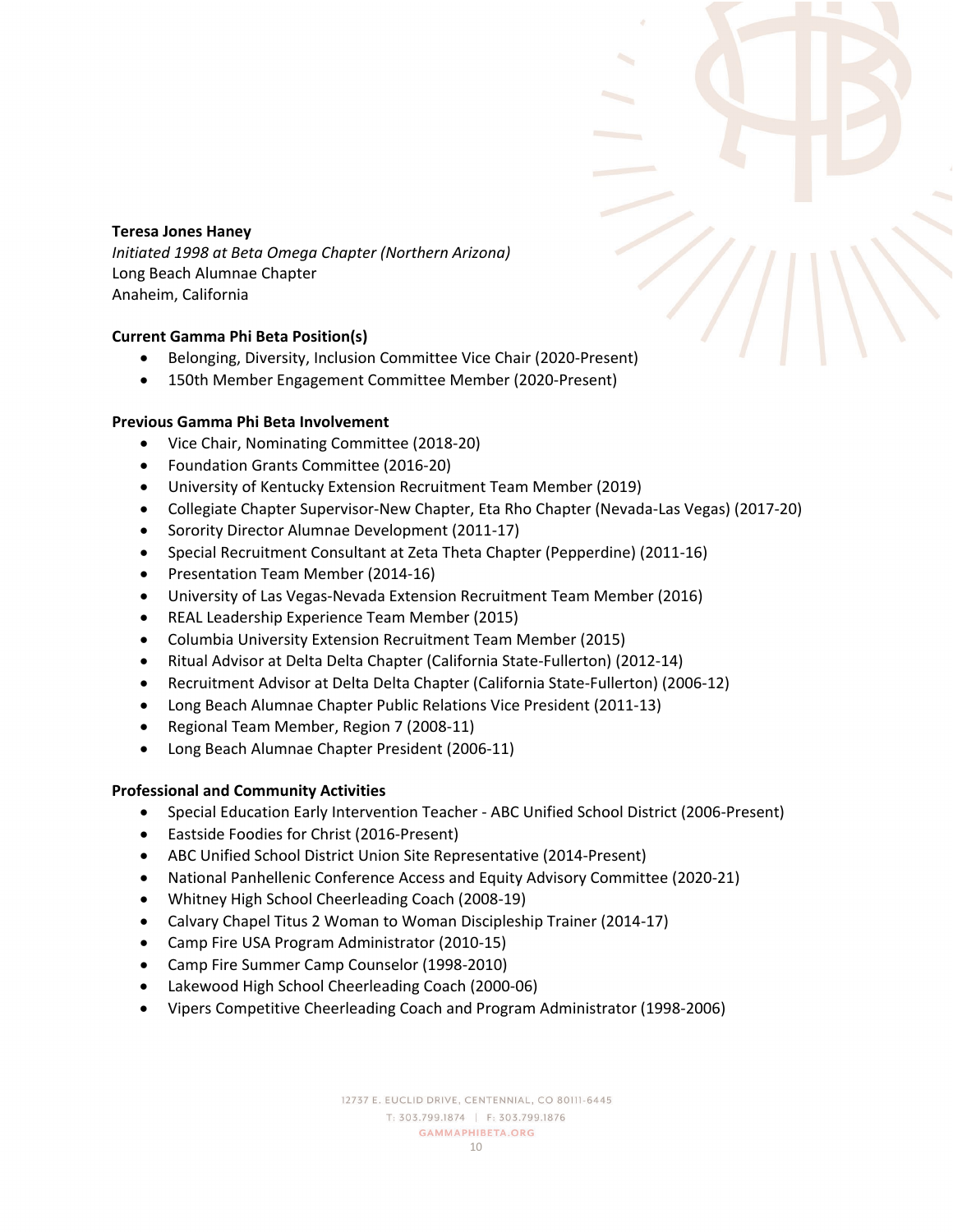**Teresa Jones Haney**
*Initiated 1998 at Beta Omega Chapter (Northern Arizona)*
Long Beach Alumnae Chapter
Anaheim, California

**Current Gamma Phi Beta Position(s)**

- Belonging, Diversity, Inclusion Committee Vice Chair (2020-Present)
- 150th Member Engagement Committee Member (2020-Present)

**Previous Gamma Phi Beta Involvement**

- Vice Chair, Nominating Committee (2018-20)
- Foundation Grants Committee (2016-20)
- University of Kentucky Extension Recruitment Team Member (2019)
- Collegiate Chapter Supervisor-New Chapter, Eta Rho Chapter (Nevada-Las Vegas) (2017-20)
- Sorority Director Alumnae Development (2011-17)
- Special Recruitment Consultant at Zeta Theta Chapter (Pepperdine) (2011-16)
- Presentation Team Member (2014-16)
- University of Las Vegas-Nevada Extension Recruitment Team Member (2016)
- REAL Leadership Experience Team Member (2015)
- Columbia University Extension Recruitment Team Member (2015)
- Ritual Advisor at Delta Delta Chapter (California State-Fullerton) (2012-14)
- Recruitment Advisor at Delta Delta Chapter (California State-Fullerton) (2006-12)
- Long Beach Alumnae Chapter Public Relations Vice President (2011-13)
- Regional Team Member, Region 7 (2008-11)
- Long Beach Alumnae Chapter President (2006-11)

**Professional and Community Activities**

- Special Education Early Intervention Teacher - ABC Unified School District (2006-Present)
- Eastside Foodies for Christ (2016-Present)
- ABC Unified School District Union Site Representative (2014-Present)
- National Panhellenic Conference Access and Equity Advisory Committee (2020-21)
- Whitney High School Cheerleading Coach (2008-19)
- Calvary Chapel Titus 2 Woman to Woman Discipleship Trainer (2014-17)
- Camp Fire USA Program Administrator (2010-15)
- Camp Fire Summer Camp Counselor (1998-2010)
- Lakewood High School Cheerleading Coach (2000-06)
- Vipers Competitive Cheerleading Coach and Program Administrator (1998-2006)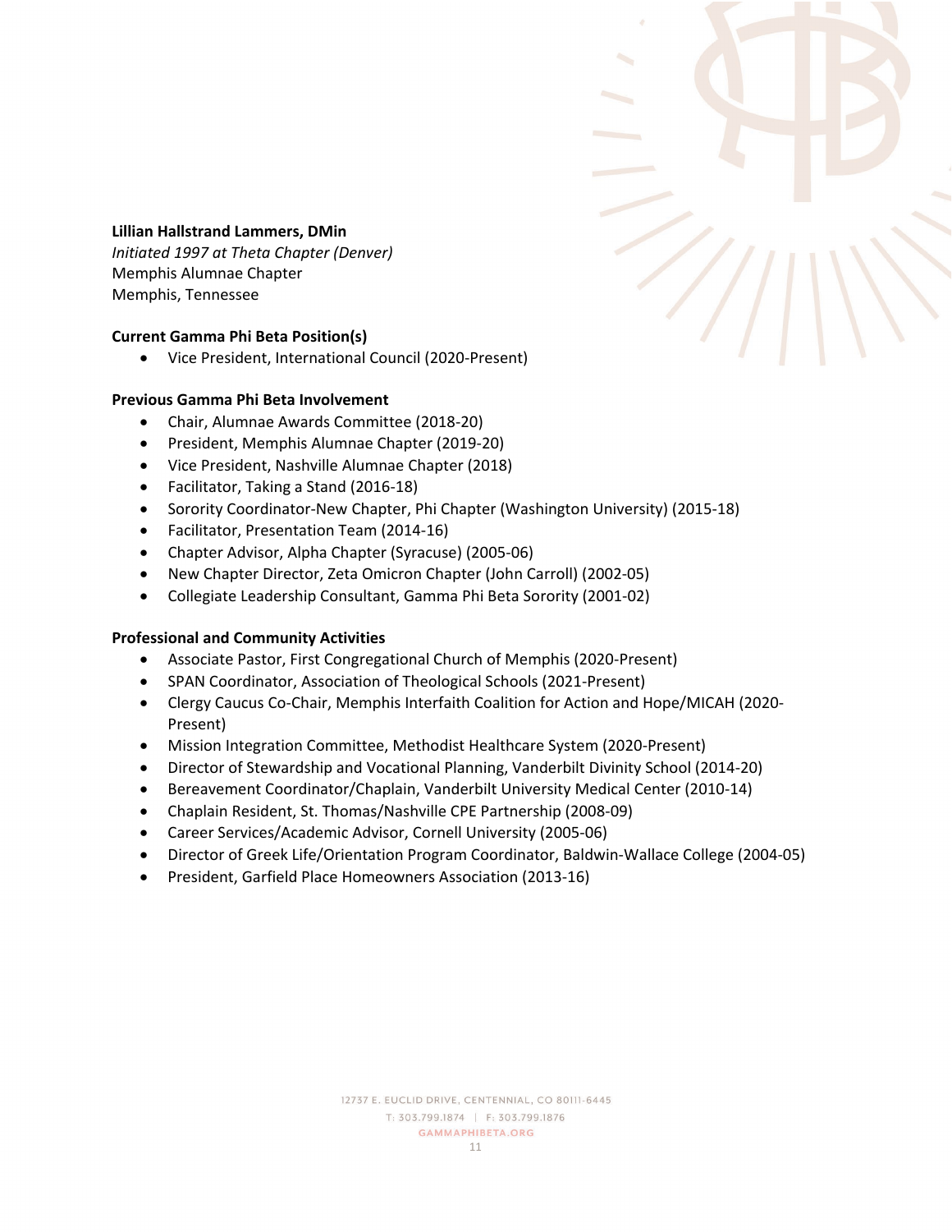**Lillian Hallstrand Lammers, DMin**
*Initiated 1997 at Theta Chapter (Denver)*
Memphis Alumnae Chapter
Memphis, Tennessee

**Current Gamma Phi Beta Position(s)**

- Vice President, International Council (2020-Present)

**Previous Gamma Phi Beta Involvement**

- Chair, Alumnae Awards Committee (2018-20)
- President, Memphis Alumnae Chapter (2019-20)
- Vice President, Nashville Alumnae Chapter (2018)
- Facilitator, Taking a Stand (2016-18)
- Sorority Coordinator-New Chapter, Phi Chapter (Washington University) (2015-18)
- Facilitator, Presentation Team (2014-16)
- Chapter Advisor, Alpha Chapter (Syracuse) (2005-06)
- New Chapter Director, Zeta Omicron Chapter (John Carroll) (2002-05)
- Collegiate Leadership Consultant, Gamma Phi Beta Sorority (2001-02)

**Professional and Community Activities**

- Associate Pastor, First Congregational Church of Memphis (2020-Present)
- SPAN Coordinator, Association of Theological Schools (2021-Present)
- Clergy Caucus Co-Chair, Memphis Interfaith Coalition for Action and Hope/MICAH (2020-Present)
- Mission Integration Committee, Methodist Healthcare System (2020-Present)
- Director of Stewardship and Vocational Planning, Vanderbilt Divinity School (2014-20)
- Bereavement Coordinator/Chaplain, Vanderbilt University Medical Center (2010-14)
- Chaplain Resident, St. Thomas/Nashville CPE Partnership (2008-09)
- Career Services/Academic Advisor, Cornell University (2005-06)
- Director of Greek Life/Orientation Program Coordinator, Baldwin-Wallace College (2004-05)
- President, Garfield Place Homeowners Association (2013-16)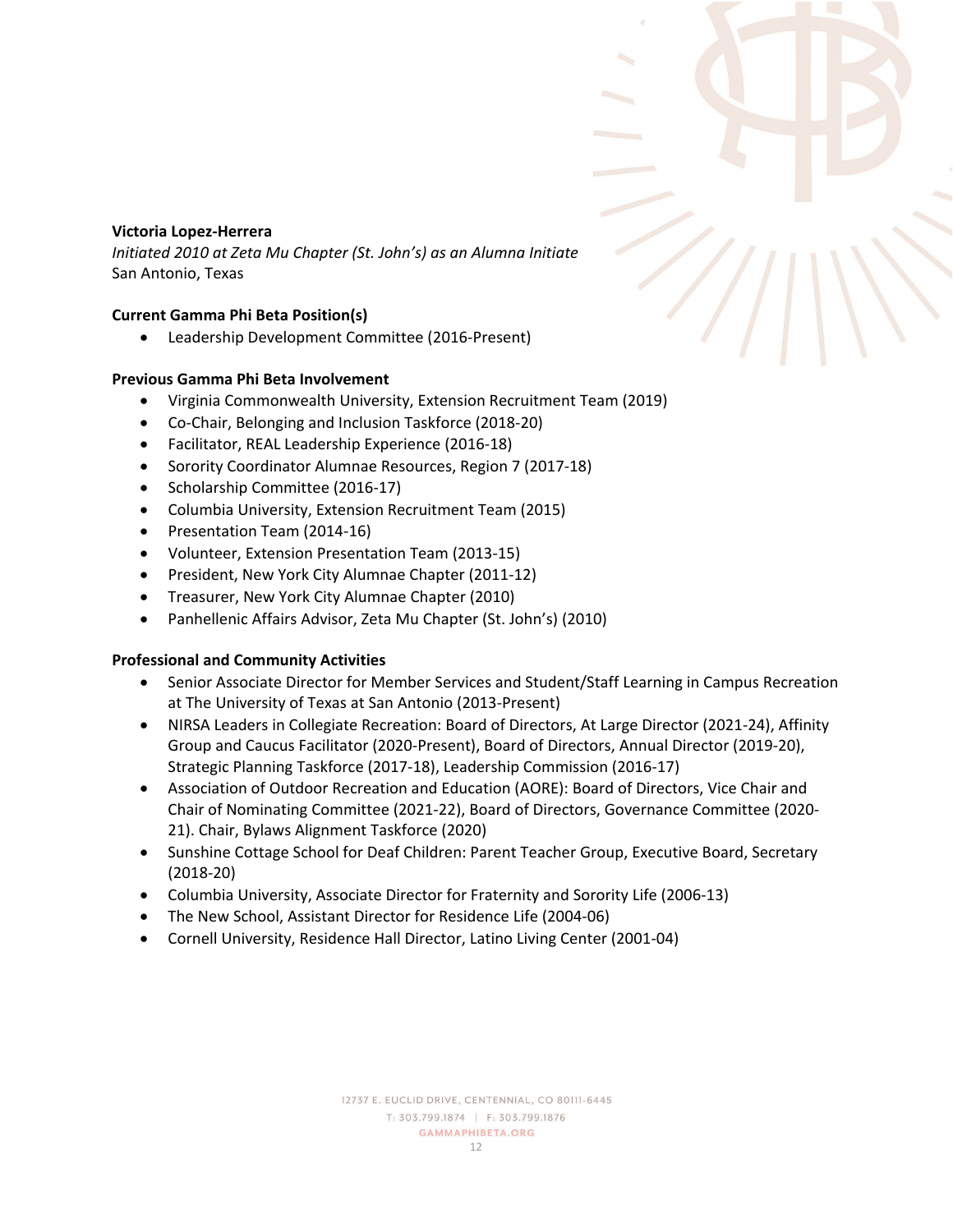**Victoria Lopez-Herrera**
*Initiated 2010 at Zeta Mu Chapter (St. John's) as an Alumna Initiate*
San Antonio, Texas

**Current Gamma Phi Beta Position(s)**

- Leadership Development Committee (2016-Present)

**Previous Gamma Phi Beta Involvement**

- Virginia Commonwealth University, Extension Recruitment Team (2019)
- Co-Chair, Belonging and Inclusion Taskforce (2018-20)
- Facilitator, REAL Leadership Experience (2016-18)
- Sorority Coordinator Alumnae Resources, Region 7 (2017-18)
- Scholarship Committee (2016-17)
- Columbia University, Extension Recruitment Team (2015)
- Presentation Team (2014-16)
- Volunteer, Extension Presentation Team (2013-15)
- President, New York City Alumnae Chapter (2011-12)
- Treasurer, New York City Alumnae Chapter (2010)
- Panhellenic Affairs Advisor, Zeta Mu Chapter (St. John's) (2010)

**Professional and Community Activities**

- Senior Associate Director for Member Services and Student/Staff Learning in Campus Recreation at The University of Texas at San Antonio (2013-Present)
- NIRSA Leaders in Collegiate Recreation: Board of Directors, At Large Director (2021-24), Affinity Group and Caucus Facilitator (2020-Present), Board of Directors, Annual Director (2019-20), Strategic Planning Taskforce (2017-18), Leadership Commission (2016-17)
- Association of Outdoor Recreation and Education (AORE): Board of Directors, Vice Chair and Chair of Nominating Committee (2021-22), Board of Directors, Governance Committee (2020-21). Chair, Bylaws Alignment Taskforce (2020)
- Sunshine Cottage School for Deaf Children: Parent Teacher Group, Executive Board, Secretary (2018-20)
- Columbia University, Associate Director for Fraternity and Sorority Life (2006-13)
- The New School, Assistant Director for Residence Life (2004-06)
- Cornell University, Residence Hall Director, Latino Living Center (2001-04)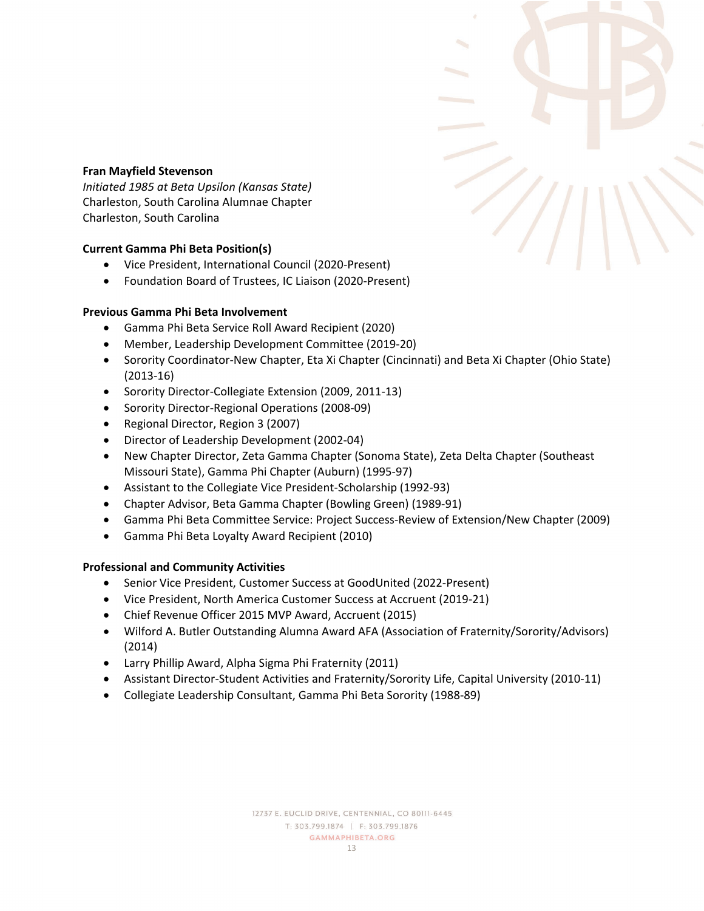**Fran Mayfield Stevenson**
*Initiated 1985 at Beta Upsilon (Kansas State)*
Charleston, South Carolina Alumnae Chapter
Charleston, South Carolina

**Current Gamma Phi Beta Position(s)**

- Vice President, International Council (2020-Present)
- Foundation Board of Trustees, IC Liaison (2020-Present)

**Previous Gamma Phi Beta Involvement**

- Gamma Phi Beta Service Roll Award Recipient (2020)
- Member, Leadership Development Committee (2019-20)
- Sorority Coordinator-New Chapter, Eta Xi Chapter (Cincinnati) and Beta Xi Chapter (Ohio State) (2013-16)
- Sorority Director-Collegiate Extension (2009, 2011-13)
- Sorority Director-Regional Operations (2008-09)
- Regional Director, Region 3 (2007)
- Director of Leadership Development (2002-04)
- New Chapter Director, Zeta Gamma Chapter (Sonoma State), Zeta Delta Chapter (Southeast Missouri State), Gamma Phi Chapter (Auburn) (1995-97)
- Assistant to the Collegiate Vice President-Scholarship (1992-93)
- Chapter Advisor, Beta Gamma Chapter (Bowling Green) (1989-91)
- Gamma Phi Beta Committee Service: Project Success-Review of Extension/New Chapter (2009)
- Gamma Phi Beta Loyalty Award Recipient (2010)

**Professional and Community Activities**

- Senior Vice President, Customer Success at GoodUnited (2022-Present)
- Vice President, North America Customer Success at Accruent (2019-21)
- Chief Revenue Officer 2015 MVP Award, Accruent (2015)
- Wilford A. Butler Outstanding Alumna Award AFA (Association of Fraternity/Sorority/Advisors) (2014)
- Larry Phillip Award, Alpha Sigma Phi Fraternity (2011)
- Assistant Director-Student Activities and Fraternity/Sorority Life, Capital University (2010-11)
- Collegiate Leadership Consultant, Gamma Phi Beta Sorority (1988-89)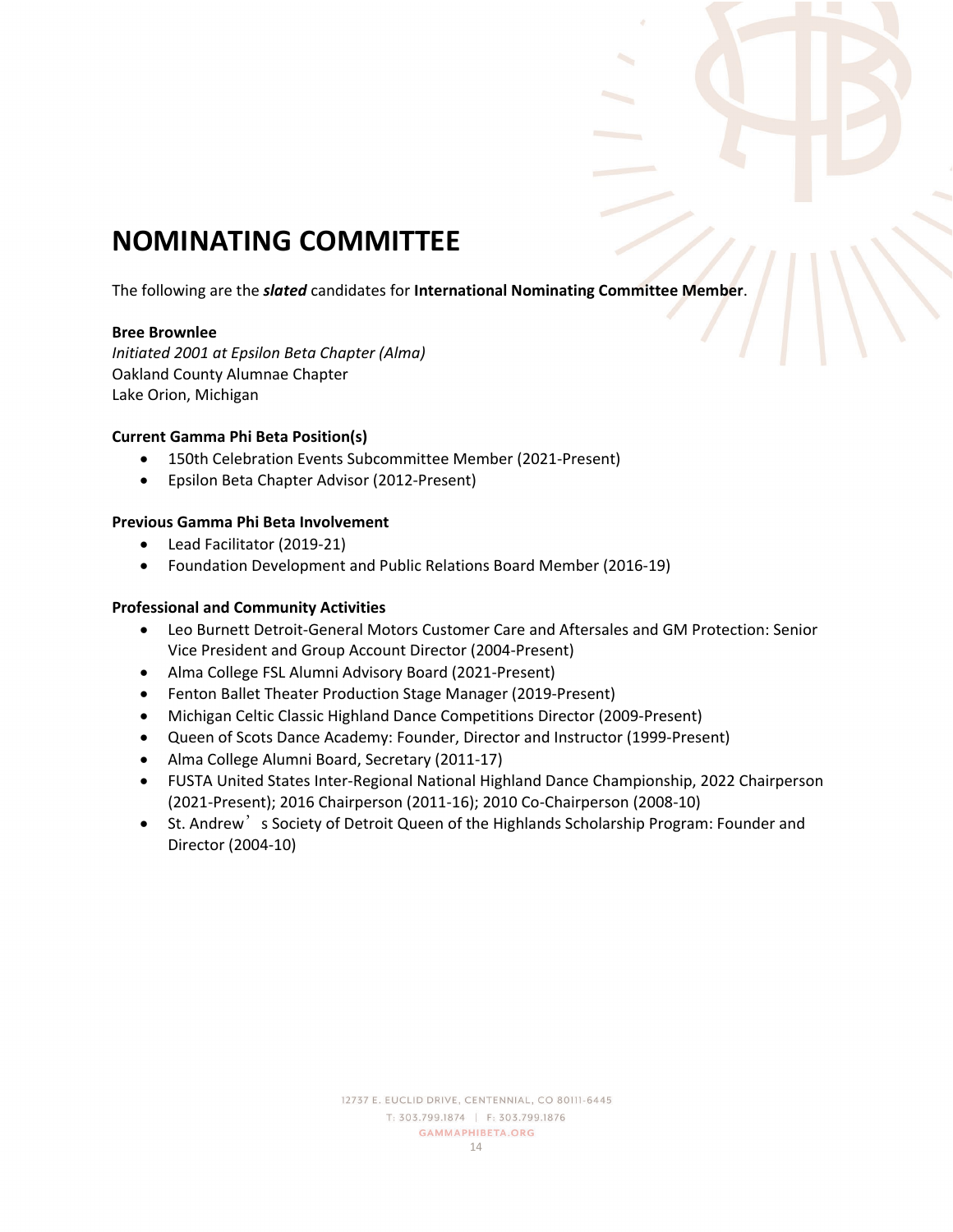# NOMINATING COMMITTEE

The following are the ***slated*** candidates for **International Nominating Committee Member**.

**Bree Brownlee**
*Initiated 2001 at Epsilon Beta Chapter (Alma)*
Oakland County Alumnae Chapter
Lake Orion, Michigan

**Current Gamma Phi Beta Position(s)**

- 150th Celebration Events Subcommittee Member (2021-Present)
- Epsilon Beta Chapter Advisor (2012-Present)

**Previous Gamma Phi Beta Involvement**

- Lead Facilitator (2019-21)
- Foundation Development and Public Relations Board Member (2016-19)

**Professional and Community Activities**

- Leo Burnett Detroit-General Motors Customer Care and Aftersales and GM Protection: Senior Vice President and Group Account Director (2004-Present)
- Alma College FSL Alumni Advisory Board (2021-Present)
- Fenton Ballet Theater Production Stage Manager (2019-Present)
- Michigan Celtic Classic Highland Dance Competitions Director (2009-Present)
- Queen of Scots Dance Academy: Founder, Director and Instructor (1999-Present)
- Alma College Alumni Board, Secretary (2011-17)
- FUSTA United States Inter-Regional National Highland Dance Championship, 2022 Chairperson (2021-Present); 2016 Chairperson (2011-16); 2010 Co-Chairperson (2008-10)
- St. Andrew's Society of Detroit Queen of the Highlands Scholarship Program: Founder and Director (2004-10)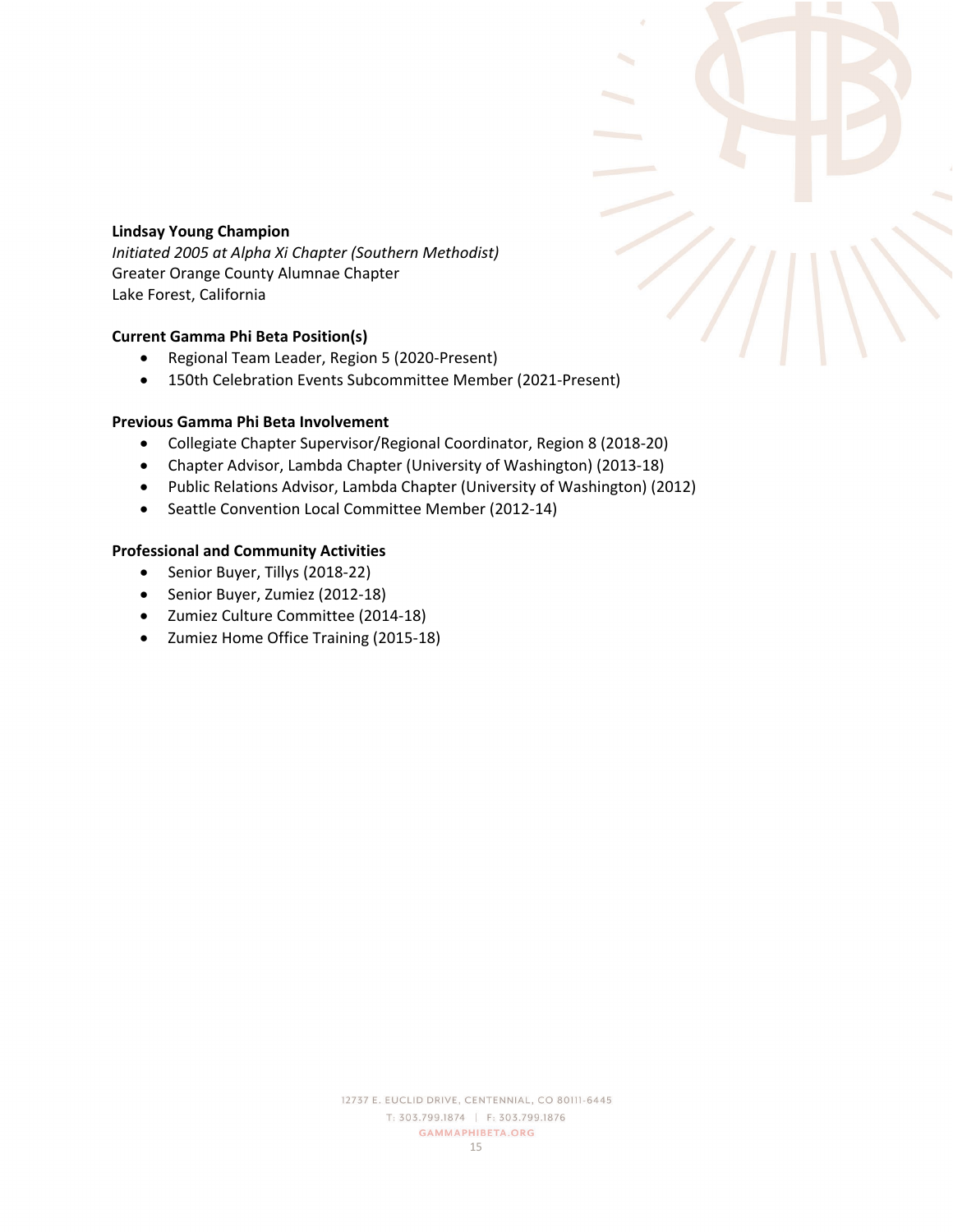**Lindsay Young Champion**
*Initiated 2005 at Alpha Xi Chapter (Southern Methodist)*
Greater Orange County Alumnae Chapter
Lake Forest, California

**Current Gamma Phi Beta Position(s)**

- Regional Team Leader, Region 5 (2020-Present)
- 150th Celebration Events Subcommittee Member (2021-Present)

**Previous Gamma Phi Beta Involvement**

- Collegiate Chapter Supervisor/Regional Coordinator, Region 8 (2018-20)
- Chapter Advisor, Lambda Chapter (University of Washington) (2013-18)
- Public Relations Advisor, Lambda Chapter (University of Washington) (2012)
- Seattle Convention Local Committee Member (2012-14)

**Professional and Community Activities**

- Senior Buyer, Tillys (2018-22)
- Senior Buyer, Zumiez (2012-18)
- Zumiez Culture Committee (2014-18)
- Zumiez Home Office Training (2015-18)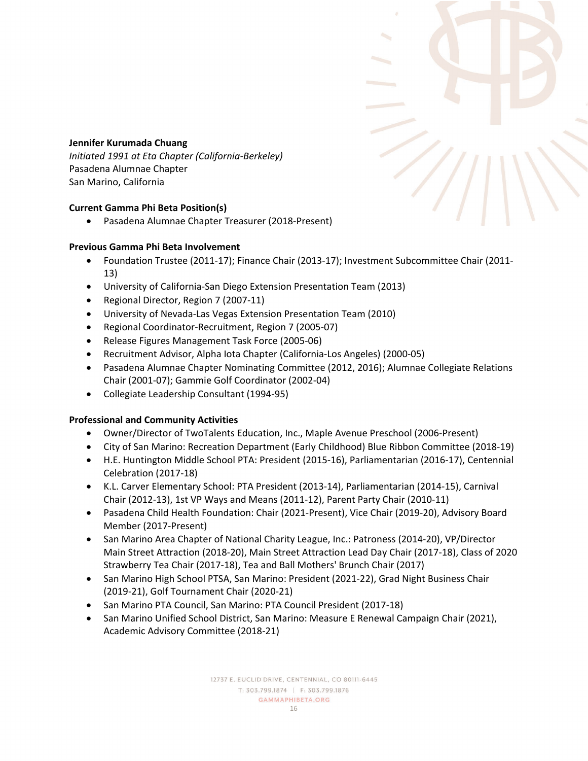**Jennifer Kurumada Chuang**
*Initiated 1991 at Eta Chapter (California-Berkeley)*
Pasadena Alumnae Chapter
San Marino, California

**Current Gamma Phi Beta Position(s)**

- Pasadena Alumnae Chapter Treasurer (2018-Present)

**Previous Gamma Phi Beta Involvement**

- Foundation Trustee (2011-17); Finance Chair (2013-17); Investment Subcommittee Chair (2011-13)
- University of California-San Diego Extension Presentation Team (2013)
- Regional Director, Region 7 (2007-11)
- University of Nevada-Las Vegas Extension Presentation Team (2010)
- Regional Coordinator-Recruitment, Region 7 (2005-07)
- Release Figures Management Task Force (2005-06)
- Recruitment Advisor, Alpha Iota Chapter (California-Los Angeles) (2000-05)
- Pasadena Alumnae Chapter Nominating Committee (2012, 2016); Alumnae Collegiate Relations Chair (2001-07); Gammie Golf Coordinator (2002-04)
- Collegiate Leadership Consultant (1994-95)

**Professional and Community Activities**

- Owner/Director of TwoTalents Education, Inc., Maple Avenue Preschool (2006-Present)
- City of San Marino: Recreation Department (Early Childhood) Blue Ribbon Committee (2018-19)
- H.E. Huntington Middle School PTA: President (2015-16), Parliamentarian (2016-17), Centennial Celebration (2017-18)
- K.L. Carver Elementary School: PTA President (2013-14), Parliamentarian (2014-15), Carnival Chair (2012-13), 1st VP Ways and Means (2011-12), Parent Party Chair (2010-11)
- Pasadena Child Health Foundation: Chair (2021-Present), Vice Chair (2019-20), Advisory Board Member (2017-Present)
- San Marino Area Chapter of National Charity League, Inc.: Patroness (2014-20), VP/Director Main Street Attraction (2018-20), Main Street Attraction Lead Day Chair (2017-18), Class of 2020 Strawberry Tea Chair (2017-18), Tea and Ball Mothers' Brunch Chair (2017)
- San Marino High School PTSA, San Marino: President (2021-22), Grad Night Business Chair (2019-21), Golf Tournament Chair (2020-21)
- San Marino PTA Council, San Marino: PTA Council President (2017-18)
- San Marino Unified School District, San Marino: Measure E Renewal Campaign Chair (2021), Academic Advisory Committee (2018-21)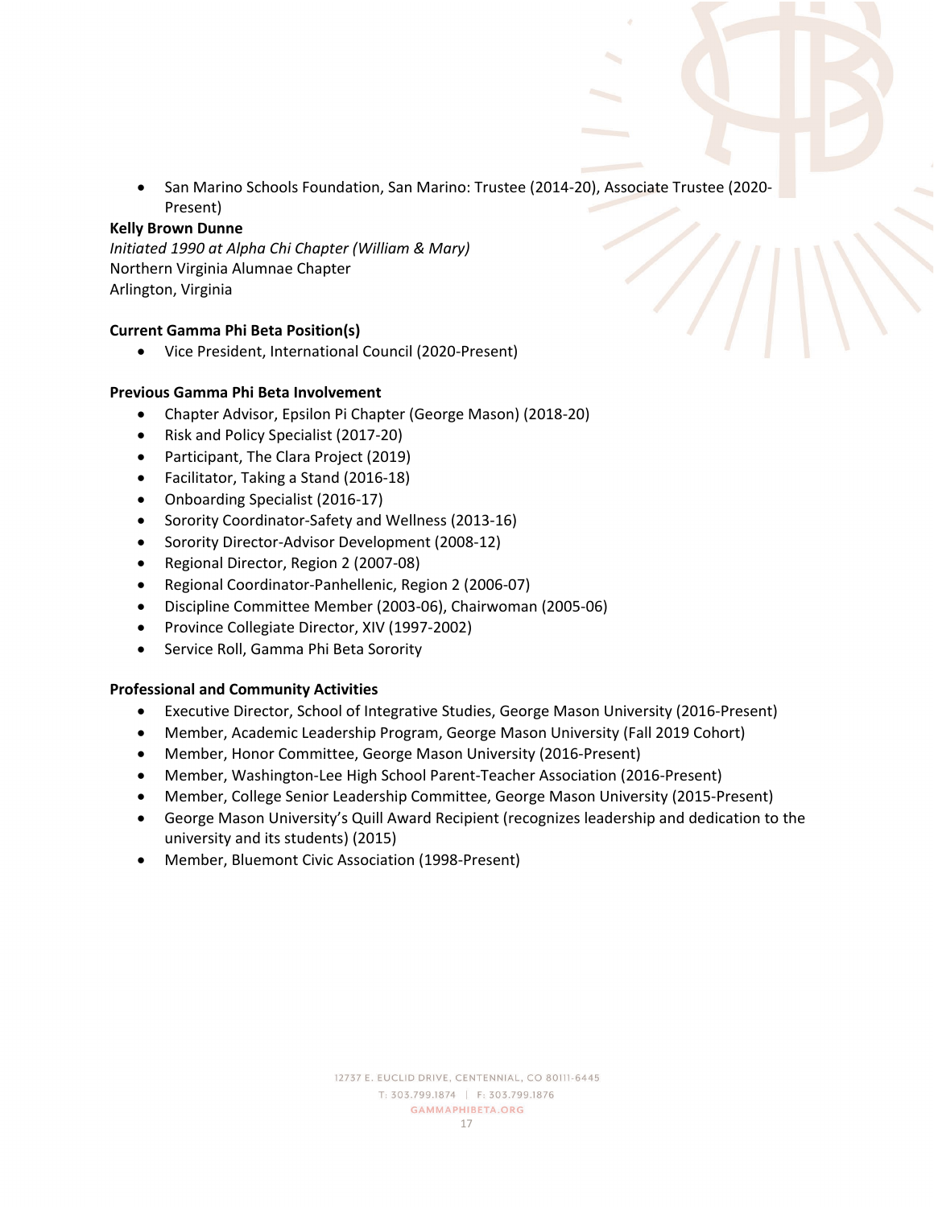- San Marino Schools Foundation, San Marino: Trustee (2014-20), Associate Trustee (2020-Present)

**Kelly Brown Dunne**
*Initiated 1990 at Alpha Chi Chapter (William & Mary)*
Northern Virginia Alumnae Chapter
Arlington, Virginia

**Current Gamma Phi Beta Position(s)**

- Vice President, International Council (2020-Present)

**Previous Gamma Phi Beta Involvement**

- Chapter Advisor, Epsilon Pi Chapter (George Mason) (2018-20)
- Risk and Policy Specialist (2017-20)
- Participant, The Clara Project (2019)
- Facilitator, Taking a Stand (2016-18)
- Onboarding Specialist (2016-17)
- Sorority Coordinator-Safety and Wellness (2013-16)
- Sorority Director-Advisor Development (2008-12)
- Regional Director, Region 2 (2007-08)
- Regional Coordinator-Panhellenic, Region 2 (2006-07)
- Discipline Committee Member (2003-06), Chairwoman (2005-06)
- Province Collegiate Director, XIV (1997-2002)
- Service Roll, Gamma Phi Beta Sorority

**Professional and Community Activities**

- Executive Director, School of Integrative Studies, George Mason University (2016-Present)
- Member, Academic Leadership Program, George Mason University (Fall 2019 Cohort)
- Member, Honor Committee, George Mason University (2016-Present)
- Member, Washington-Lee High School Parent-Teacher Association (2016-Present)
- Member, College Senior Leadership Committee, George Mason University (2015-Present)
- George Mason University's Quill Award Recipient (recognizes leadership and dedication to the university and its students) (2015)
- Member, Bluemont Civic Association (1998-Present)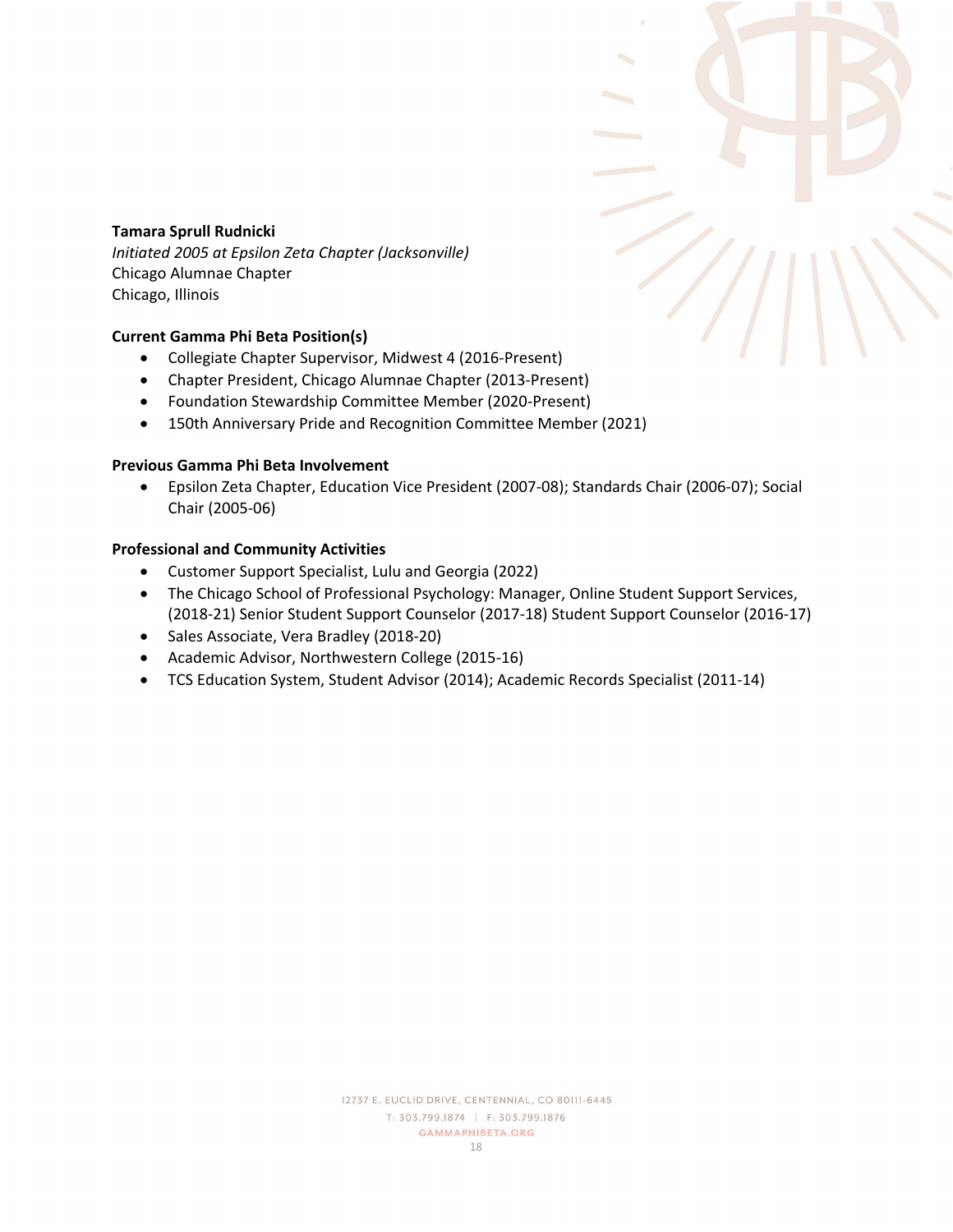**Tamara Sprull Rudnicki**
*Initiated 2005 at Epsilon Zeta Chapter (Jacksonville)*
Chicago Alumnae Chapter
Chicago, Illinois

**Current Gamma Phi Beta Position(s)**

- Collegiate Chapter Supervisor, Midwest 4 (2016-Present)
- Chapter President, Chicago Alumnae Chapter (2013-Present)
- Foundation Stewardship Committee Member (2020-Present)
- 150th Anniversary Pride and Recognition Committee Member (2021)

**Previous Gamma Phi Beta Involvement**

- Epsilon Zeta Chapter, Education Vice President (2007-08); Standards Chair (2006-07); Social Chair (2005-06)

**Professional and Community Activities**

- Customer Support Specialist, Lulu and Georgia (2022)
- The Chicago School of Professional Psychology: Manager, Online Student Support Services, (2018-21) Senior Student Support Counselor (2017-18) Student Support Counselor (2016-17)
- Sales Associate, Vera Bradley (2018-20)
- Academic Advisor, Northwestern College (2015-16)
- TCS Education System, Student Advisor (2014); Academic Records Specialist (2011-14)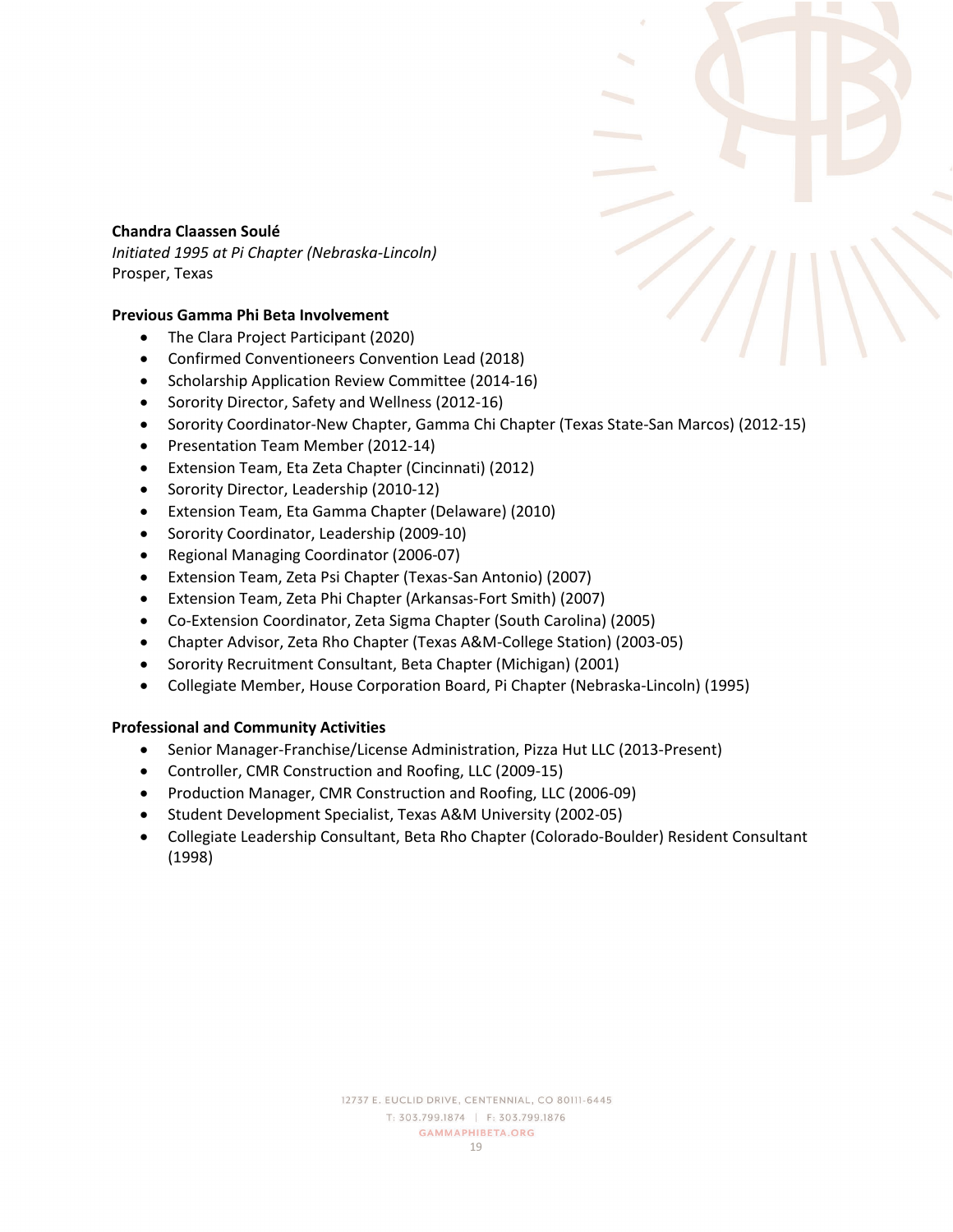**Chandra Claassen Soulé**
*Initiated 1995 at Pi Chapter (Nebraska-Lincoln)*
Prosper, Texas

**Previous Gamma Phi Beta Involvement**

- The Clara Project Participant (2020)
- Confirmed Conventioneers Convention Lead (2018)
- Scholarship Application Review Committee (2014-16)
- Sorority Director, Safety and Wellness (2012-16)
- Sorority Coordinator-New Chapter, Gamma Chi Chapter (Texas State-San Marcos) (2012-15)
- Presentation Team Member (2012-14)
- Extension Team, Eta Zeta Chapter (Cincinnati) (2012)
- Sorority Director, Leadership (2010-12)
- Extension Team, Eta Gamma Chapter (Delaware) (2010)
- Sorority Coordinator, Leadership (2009-10)
- Regional Managing Coordinator (2006-07)
- Extension Team, Zeta Psi Chapter (Texas-San Antonio) (2007)
- Extension Team, Zeta Phi Chapter (Arkansas-Fort Smith) (2007)
- Co-Extension Coordinator, Zeta Sigma Chapter (South Carolina) (2005)
- Chapter Advisor, Zeta Rho Chapter (Texas A&M-College Station) (2003-05)
- Sorority Recruitment Consultant, Beta Chapter (Michigan) (2001)
- Collegiate Member, House Corporation Board, Pi Chapter (Nebraska-Lincoln) (1995)

**Professional and Community Activities**

- Senior Manager-Franchise/License Administration, Pizza Hut LLC (2013-Present)
- Controller, CMR Construction and Roofing, LLC (2009-15)
- Production Manager, CMR Construction and Roofing, LLC (2006-09)
- Student Development Specialist, Texas A&M University (2002-05)
- Collegiate Leadership Consultant, Beta Rho Chapter (Colorado-Boulder) Resident Consultant (1998)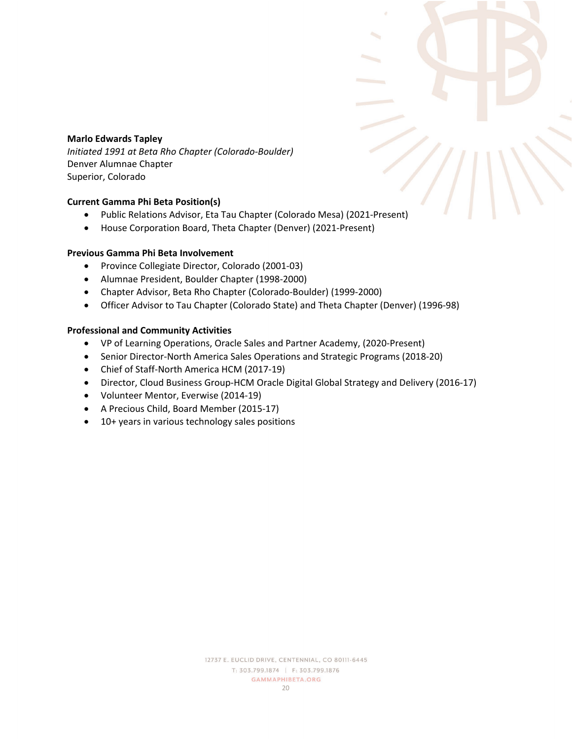**Marlo Edwards Tapley**
*Initiated 1991 at Beta Rho Chapter (Colorado-Boulder)*
Denver Alumnae Chapter
Superior, Colorado

**Current Gamma Phi Beta Position(s)**

- Public Relations Advisor, Eta Tau Chapter (Colorado Mesa) (2021-Present)
- House Corporation Board, Theta Chapter (Denver) (2021-Present)

**Previous Gamma Phi Beta Involvement**

- Province Collegiate Director, Colorado (2001-03)
- Alumnae President, Boulder Chapter (1998-2000)
- Chapter Advisor, Beta Rho Chapter (Colorado-Boulder) (1999-2000)
- Officer Advisor to Tau Chapter (Colorado State) and Theta Chapter (Denver) (1996-98)

**Professional and Community Activities**

- VP of Learning Operations, Oracle Sales and Partner Academy, (2020-Present)
- Senior Director-North America Sales Operations and Strategic Programs (2018-20)
- Chief of Staff-North America HCM (2017-19)
- Director, Cloud Business Group-HCM Oracle Digital Global Strategy and Delivery (2016-17)
- Volunteer Mentor, Everwise (2014-19)
- A Precious Child, Board Member (2015-17)
- 10+ years in various technology sales positions